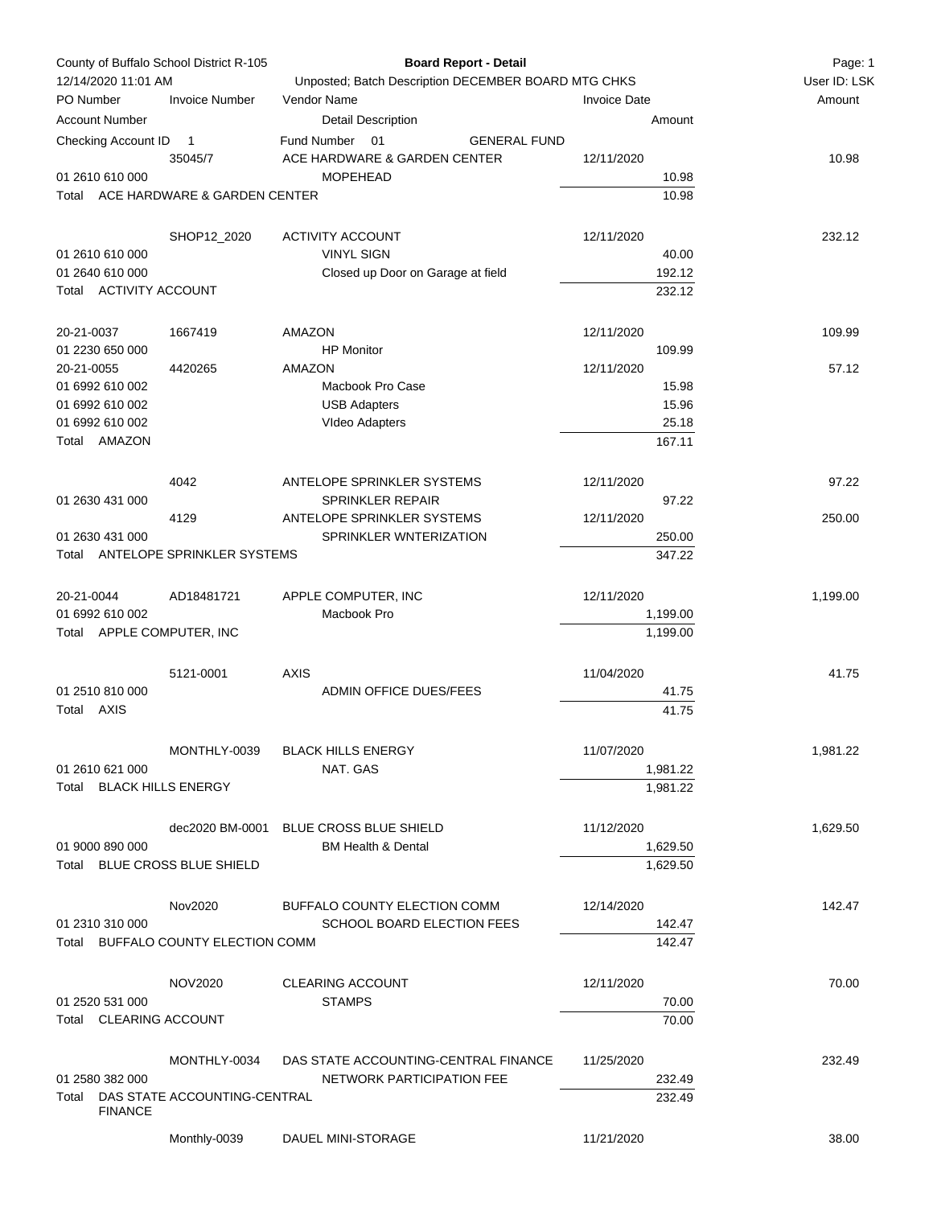County of Buffalo School District R-105

**Board Report - Detail**

12/14/2020 11:01 AM

Unposted; Batch Description DECEMBER BOARD MTG CHKS

User ID: LSK

| PO Number / Account Number | Invoice Number | Vendor Name / Detail Description | Invoice Date / Amount | Amount |
|---|---|---|---|---|
| Checking Account ID 1 | | Fund Number 01 GENERAL FUND | | |
| | 35045/7 | ACE HARDWARE & GARDEN CENTER | 12/11/2020 | 10.98 |
| 01 2610 610 000 | | MOPEHEAD | 10.98 | |
| Total ACE HARDWARE & GARDEN CENTER | | | 10.98 | |
| | SHOP12_2020 | ACTIVITY ACCOUNT | 12/11/2020 | 232.12 |
| 01 2610 610 000 | | VINYL SIGN | 40.00 | |
| 01 2640 610 000 | | Closed up Door on Garage at field | 192.12 | |
| Total ACTIVITY ACCOUNT | | | 232.12 | |
| 20-21-0037 | 1667419 | AMAZON | 12/11/2020 | 109.99 |
| 01 2230 650 000 | | HP Monitor | 109.99 | |
| 20-21-0055 | 4420265 | AMAZON | 12/11/2020 | 57.12 |
| 01 6992 610 002 | | Macbook Pro Case | 15.98 | |
| 01 6992 610 002 | | USB Adapters | 15.96 | |
| 01 6992 610 002 | | VIdeo Adapters | 25.18 | |
| Total AMAZON | | | 167.11 | |
| | 4042 | ANTELOPE SPRINKLER SYSTEMS | 12/11/2020 | 97.22 |
| 01 2630 431 000 | | SPRINKLER REPAIR | 97.22 | |
| | 4129 | ANTELOPE SPRINKLER SYSTEMS | 12/11/2020 | 250.00 |
| 01 2630 431 000 | | SPRINKLER WNTERIZATION | 250.00 | |
| Total ANTELOPE SPRINKLER SYSTEMS | | | 347.22 | |
| 20-21-0044 | AD18481721 | APPLE COMPUTER, INC | 12/11/2020 | 1,199.00 |
| 01 6992 610 002 | | Macbook Pro | 1,199.00 | |
| Total APPLE COMPUTER, INC | | | 1,199.00 | |
| | 5121-0001 | AXIS | 11/04/2020 | 41.75 |
| 01 2510 810 000 | | ADMIN OFFICE DUES/FEES | 41.75 | |
| Total AXIS | | | 41.75 | |
| | MONTHLY-0039 | BLACK HILLS ENERGY | 11/07/2020 | 1,981.22 |
| 01 2610 621 000 | | NAT. GAS | 1,981.22 | |
| Total BLACK HILLS ENERGY | | | 1,981.22 | |
| | dec2020 BM-0001 | BLUE CROSS BLUE SHIELD | 11/12/2020 | 1,629.50 |
| 01 9000 890 000 | | BM Health & Dental | 1,629.50 | |
| Total BLUE CROSS BLUE SHIELD | | | 1,629.50 | |
| | Nov2020 | BUFFALO COUNTY ELECTION COMM | 12/14/2020 | 142.47 |
| 01 2310 310 000 | | SCHOOL BOARD ELECTION FEES | 142.47 | |
| Total BUFFALO COUNTY ELECTION COMM | | | 142.47 | |
| | NOV2020 | CLEARING ACCOUNT | 12/11/2020 | 70.00 |
| 01 2520 531 000 | | STAMPS | 70.00 | |
| Total CLEARING ACCOUNT | | | 70.00 | |
| | MONTHLY-0034 | DAS STATE ACCOUNTING-CENTRAL FINANCE | 11/25/2020 | 232.49 |
| 01 2580 382 000 | | NETWORK PARTICIPATION FEE | 232.49 | |
| Total DAS STATE ACCOUNTING-CENTRAL FINANCE | | | 232.49 | |
| | Monthly-0039 | DAUEL MINI-STORAGE | 11/21/2020 | 38.00 |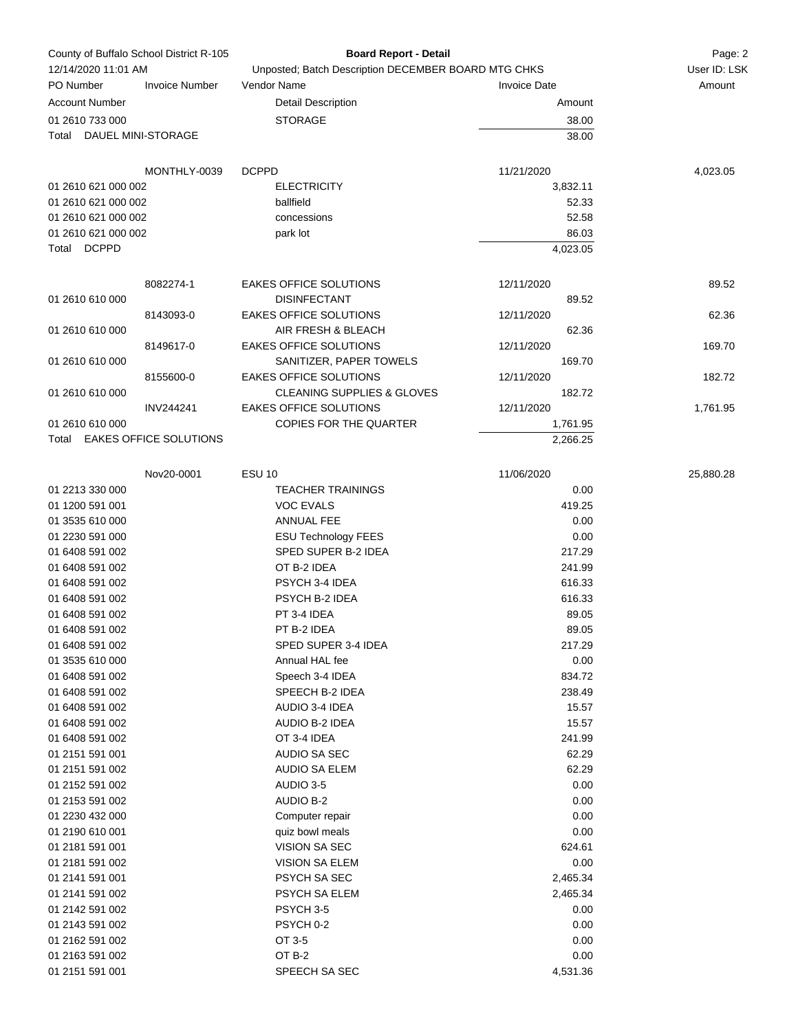| County of Buffalo School District R-105 | | Board Report - Detail | | |
|---|---|---|---|---|
| 12/14/2020 11:01 AM | | Unposted; Batch Description DECEMBER BOARD MTG CHKS | | User ID: LSK |
| PO Number | Invoice Number | Vendor Name | Invoice Date | Amount |
| Account Number | | Detail Description | Amount | |
| 01 2610 733 000 | | STORAGE | 38.00 | |
| Total DAUEL MINI-STORAGE | | | 38.00 | |
| | MONTHLY-0039 | DCPPD | 11/21/2020 | 4,023.05 |
| 01 2610 621 000 002 | | ELECTRICITY | 3,832.11 | |
| 01 2610 621 000 002 | | ballfield | 52.33 | |
| 01 2610 621 000 002 | | concessions | 52.58 | |
| 01 2610 621 000 002 | | park lot | 86.03 | |
| Total DCPPD | | | 4,023.05 | |
| | 8082274-1 | EAKES OFFICE SOLUTIONS | 12/11/2020 | 89.52 |
| 01 2610 610 000 | | DISINFECTANT | 89.52 | |
| | 8143093-0 | EAKES OFFICE SOLUTIONS | 12/11/2020 | 62.36 |
| 01 2610 610 000 | | AIR FRESH & BLEACH | 62.36 | |
| | 8149617-0 | EAKES OFFICE SOLUTIONS | 12/11/2020 | 169.70 |
| 01 2610 610 000 | | SANITIZER, PAPER TOWELS | 169.70 | |
| | 8155600-0 | EAKES OFFICE SOLUTIONS | 12/11/2020 | 182.72 |
| 01 2610 610 000 | | CLEANING SUPPLIES & GLOVES | 182.72 | |
| | INV244241 | EAKES OFFICE SOLUTIONS | 12/11/2020 | 1,761.95 |
| 01 2610 610 000 | | COPIES FOR THE QUARTER | 1,761.95 | |
| Total EAKES OFFICE SOLUTIONS | | | 2,266.25 | |
| | Nov20-0001 | ESU 10 | 11/06/2020 | 25,880.28 |
| 01 2213 330 000 | | TEACHER TRAININGS | 0.00 | |
| 01 1200 591 001 | | VOC EVALS | 419.25 | |
| 01 3535 610 000 | | ANNUAL FEE | 0.00 | |
| 01 2230 591 000 | | ESU Technology FEES | 0.00 | |
| 01 6408 591 002 | | SPED SUPER B-2 IDEA | 217.29 | |
| 01 6408 591 002 | | OT B-2 IDEA | 241.99 | |
| 01 6408 591 002 | | PSYCH 3-4 IDEA | 616.33 | |
| 01 6408 591 002 | | PSYCH B-2 IDEA | 616.33 | |
| 01 6408 591 002 | | PT 3-4 IDEA | 89.05 | |
| 01 6408 591 002 | | PT B-2 IDEA | 89.05 | |
| 01 6408 591 002 | | SPED SUPER 3-4 IDEA | 217.29 | |
| 01 3535 610 000 | | Annual HAL fee | 0.00 | |
| 01 6408 591 002 | | Speech 3-4 IDEA | 834.72 | |
| 01 6408 591 002 | | SPEECH B-2 IDEA | 238.49 | |
| 01 6408 591 002 | | AUDIO 3-4 IDEA | 15.57 | |
| 01 6408 591 002 | | AUDIO B-2 IDEA | 15.57 | |
| 01 6408 591 002 | | OT 3-4 IDEA | 241.99 | |
| 01 2151 591 001 | | AUDIO SA SEC | 62.29 | |
| 01 2151 591 002 | | AUDIO SA ELEM | 62.29 | |
| 01 2152 591 002 | | AUDIO 3-5 | 0.00 | |
| 01 2153 591 002 | | AUDIO B-2 | 0.00 | |
| 01 2230 432 000 | | Computer repair | 0.00 | |
| 01 2190 610 001 | | quiz bowl meals | 0.00 | |
| 01 2181 591 001 | | VISION SA SEC | 624.61 | |
| 01 2181 591 002 | | VISION SA ELEM | 0.00 | |
| 01 2141 591 001 | | PSYCH SA SEC | 2,465.34 | |
| 01 2141 591 002 | | PSYCH SA ELEM | 2,465.34 | |
| 01 2142 591 002 | | PSYCH 3-5 | 0.00 | |
| 01 2143 591 002 | | PSYCH 0-2 | 0.00 | |
| 01 2162 591 002 | | OT 3-5 | 0.00 | |
| 01 2163 591 002 | | OT B-2 | 0.00 | |
| 01 2151 591 001 | | SPEECH SA SEC | 4,531.36 | |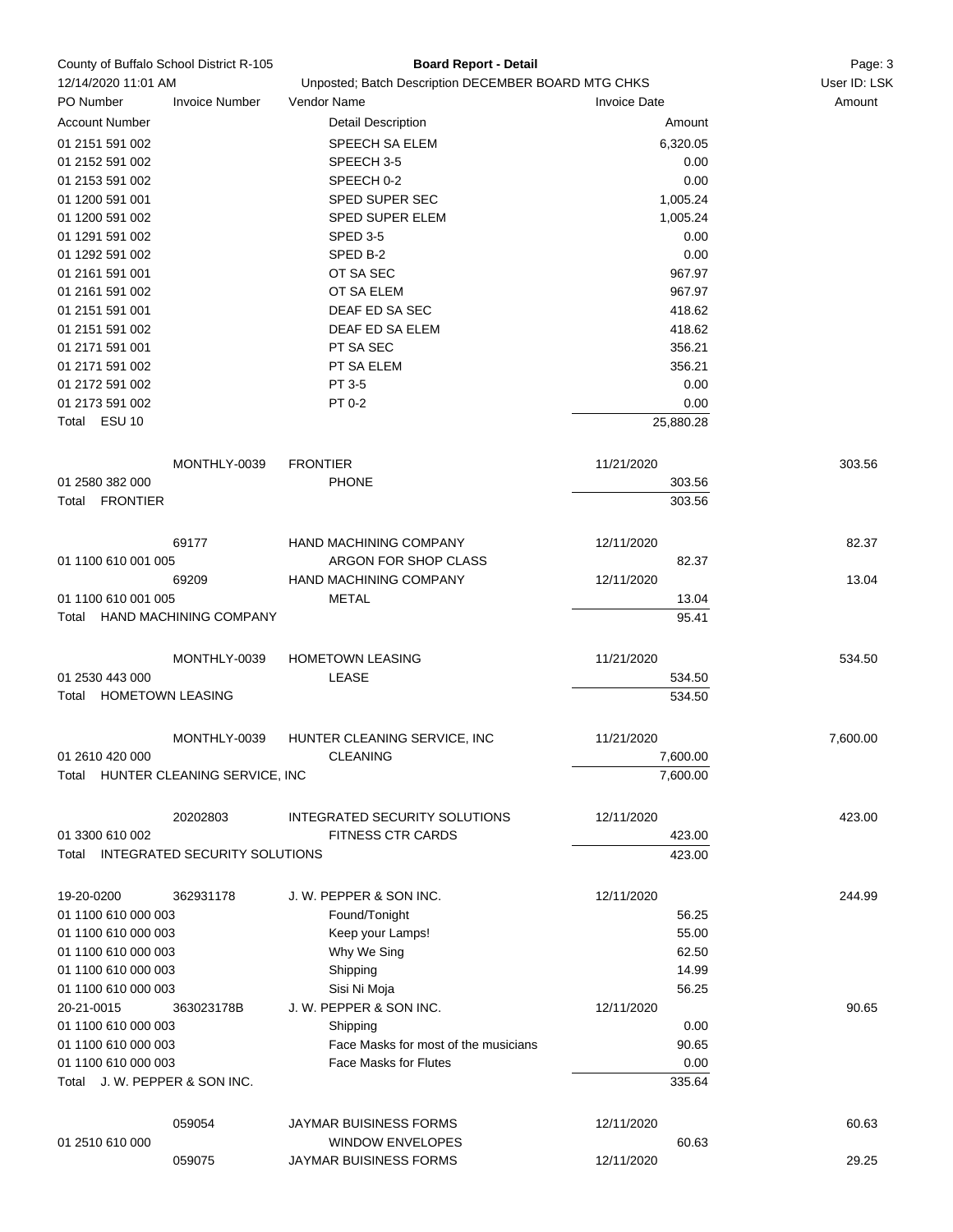County of Buffalo School District R-105 — **Board Report - Detail**
12/14/2020 11:01 AM — Unposted; Batch Description DECEMBER BOARD MTG CHKS — User ID: LSK

| PO Number | Invoice Number | Vendor Name | Invoice Date | Amount |
|---|---|---|---|---|
| Account Number | | Detail Description | Amount | |
| 01 2151 591 002 | | SPEECH SA ELEM | 6,320.05 | |
| 01 2152 591 002 | | SPEECH 3-5 | 0.00 | |
| 01 2153 591 002 | | SPEECH 0-2 | 0.00 | |
| 01 1200 591 001 | | SPED SUPER SEC | 1,005.24 | |
| 01 1200 591 002 | | SPED SUPER ELEM | 1,005.24 | |
| 01 1291 591 002 | | SPED 3-5 | 0.00 | |
| 01 1292 591 002 | | SPED B-2 | 0.00 | |
| 01 2161 591 001 | | OT SA SEC | 967.97 | |
| 01 2161 591 002 | | OT SA ELEM | 967.97 | |
| 01 2151 591 001 | | DEAF ED SA SEC | 418.62 | |
| 01 2151 591 002 | | DEAF ED SA ELEM | 418.62 | |
| 01 2171 591 001 | | PT SA SEC | 356.21 | |
| 01 2171 591 002 | | PT SA ELEM | 356.21 | |
| 01 2172 591 002 | | PT 3-5 | 0.00 | |
| 01 2173 591 002 | | PT 0-2 | 0.00 | |
| Total ESU 10 | | | 25,880.28 | |
| | MONTHLY-0039 | FRONTIER | 11/21/2020 | 303.56 |
| 01 2580 382 000 | | PHONE | 303.56 | |
| Total FRONTIER | | | 303.56 | |
| | 69177 | HAND MACHINING COMPANY | 12/11/2020 | 82.37 |
| 01 1100 610 001 005 | | ARGON FOR SHOP CLASS | 82.37 | |
| | 69209 | HAND MACHINING COMPANY | 12/11/2020 | 13.04 |
| 01 1100 610 001 005 | | METAL | 13.04 | |
| Total HAND MACHINING COMPANY | | | 95.41 | |
| | MONTHLY-0039 | HOMETOWN LEASING | 11/21/2020 | 534.50 |
| 01 2530 443 000 | | LEASE | 534.50 | |
| Total HOMETOWN LEASING | | | 534.50 | |
| | MONTHLY-0039 | HUNTER CLEANING SERVICE, INC | 11/21/2020 | 7,600.00 |
| 01 2610 420 000 | | CLEANING | 7,600.00 | |
| Total HUNTER CLEANING SERVICE, INC | | | 7,600.00 | |
| | 20202803 | INTEGRATED SECURITY SOLUTIONS | 12/11/2020 | 423.00 |
| 01 3300 610 002 | | FITNESS CTR CARDS | 423.00 | |
| Total INTEGRATED SECURITY SOLUTIONS | | | 423.00 | |
| 19-20-0200 | 362931178 | J. W. PEPPER & SON INC. | 12/11/2020 | 244.99 |
| 01 1100 610 000 003 | | Found/Tonight | 56.25 | |
| 01 1100 610 000 003 | | Keep your Lamps! | 55.00 | |
| 01 1100 610 000 003 | | Why We Sing | 62.50 | |
| 01 1100 610 000 003 | | Shipping | 14.99 | |
| 01 1100 610 000 003 | | Sisi Ni Moja | 56.25 | |
| 20-21-0015 | 363023178B | J. W. PEPPER & SON INC. | 12/11/2020 | 90.65 |
| 01 1100 610 000 003 | | Shipping | 0.00 | |
| 01 1100 610 000 003 | | Face Masks for most of the musicians | 90.65 | |
| 01 1100 610 000 003 | | Face Masks for Flutes | 0.00 | |
| Total J. W. PEPPER & SON INC. | | | 335.64 | |
| | 059054 | JAYMAR BUISINESS FORMS | 12/11/2020 | 60.63 |
| 01 2510 610 000 | | WINDOW ENVELOPES | 60.63 | |
| | 059075 | JAYMAR BUISINESS FORMS | 12/11/2020 | 29.25 |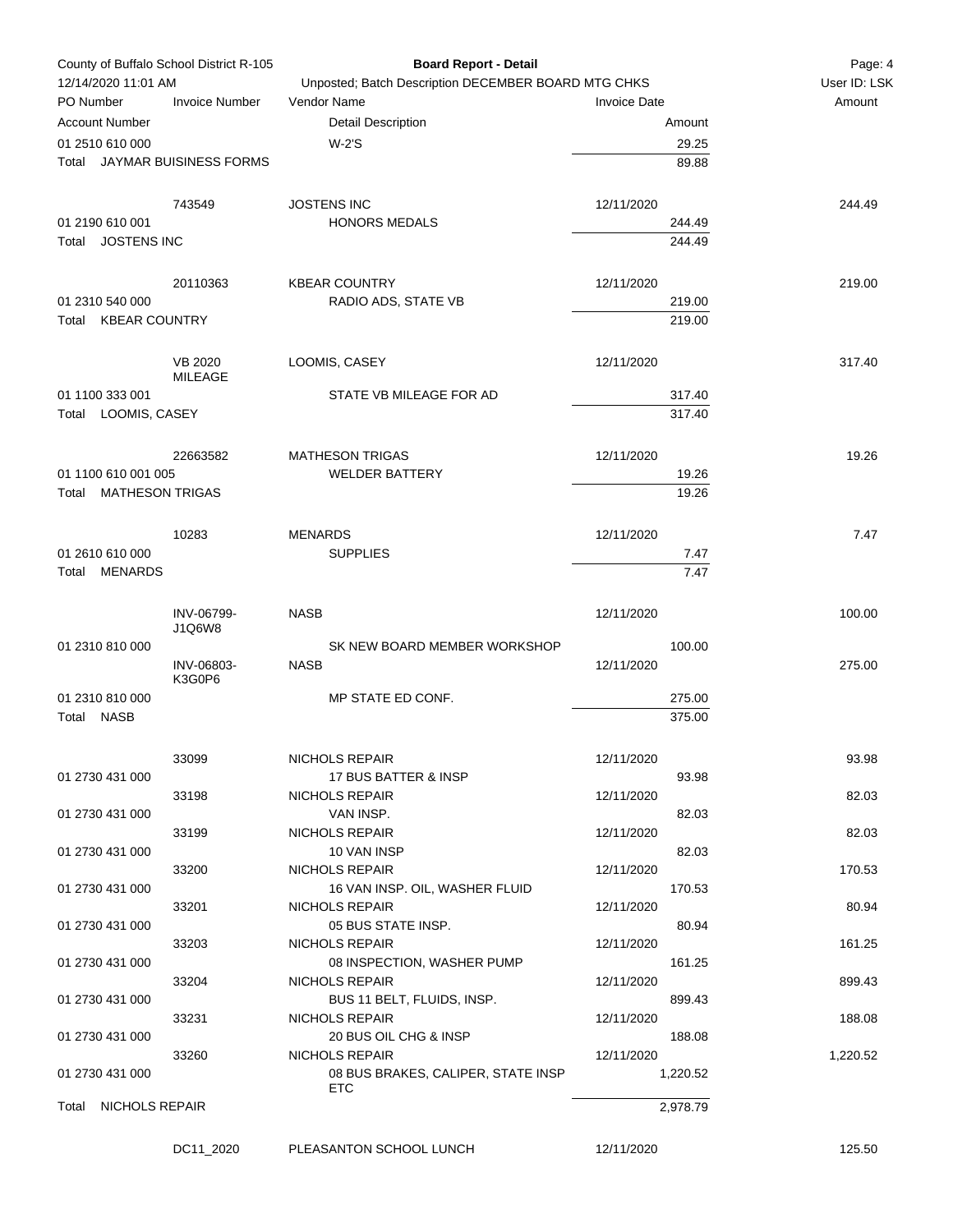County of Buffalo School District R-105
12/14/2020 11:01 AM

**Board Report - Detail**

Unposted; Batch Description DECEMBER BOARD MTG CHKS

User ID: LSK

| PO Number / Account Number | Invoice Number | Vendor Name / Detail Description | Invoice Date / Amount | Amount |
|---|---|---|---|---|
| 01 2510 610 000 | | W-2'S | 29.25 | |
| Total JAYMAR BUISINESS FORMS | | | 89.88 | |
| | 743549 | JOSTENS INC | 12/11/2020 | 244.49 |
| 01 2190 610 001 | | HONORS MEDALS | 244.49 | |
| Total JOSTENS INC | | | 244.49 | |
| | 20110363 | KBEAR COUNTRY | 12/11/2020 | 219.00 |
| 01 2310 540 000 | | RADIO ADS, STATE VB | 219.00 | |
| Total KBEAR COUNTRY | | | 219.00 | |
| | VB 2020 MILEAGE | LOOMIS, CASEY | 12/11/2020 | 317.40 |
| 01 1100 333 001 | | STATE VB MILEAGE FOR AD | 317.40 | |
| Total LOOMIS, CASEY | | | 317.40 | |
| | 22663582 | MATHESON TRIGAS | 12/11/2020 | 19.26 |
| 01 1100 610 001 005 | | WELDER BATTERY | 19.26 | |
| Total MATHESON TRIGAS | | | 19.26 | |
| | 10283 | MENARDS | 12/11/2020 | 7.47 |
| 01 2610 610 000 | | SUPPLIES | 7.47 | |
| Total MENARDS | | | 7.47 | |
| | INV-06799-J1Q6W8 | NASB | 12/11/2020 | 100.00 |
| 01 2310 810 000 | | SK NEW BOARD MEMBER WORKSHOP | 100.00 | |
| | INV-06803-K3G0P6 | NASB | 12/11/2020 | 275.00 |
| 01 2310 810 000 | | MP STATE ED CONF. | 275.00 | |
| Total NASB | | | 375.00 | |
| | 33099 | NICHOLS REPAIR | 12/11/2020 | 93.98 |
| 01 2730 431 000 | | 17 BUS BATTER & INSP | 93.98 | |
| | 33198 | NICHOLS REPAIR | 12/11/2020 | 82.03 |
| 01 2730 431 000 | | VAN INSP. | 82.03 | |
| | 33199 | NICHOLS REPAIR | 12/11/2020 | 82.03 |
| 01 2730 431 000 | | 10 VAN INSP | 82.03 | |
| | 33200 | NICHOLS REPAIR | 12/11/2020 | 170.53 |
| 01 2730 431 000 | | 16 VAN INSP. OIL, WASHER FLUID | 170.53 | |
| | 33201 | NICHOLS REPAIR | 12/11/2020 | 80.94 |
| 01 2730 431 000 | | 05 BUS STATE INSP. | 80.94 | |
| | 33203 | NICHOLS REPAIR | 12/11/2020 | 161.25 |
| 01 2730 431 000 | | 08 INSPECTION, WASHER PUMP | 161.25 | |
| | 33204 | NICHOLS REPAIR | 12/11/2020 | 899.43 |
| 01 2730 431 000 | | BUS 11 BELT, FLUIDS, INSP. | 899.43 | |
| | 33231 | NICHOLS REPAIR | 12/11/2020 | 188.08 |
| 01 2730 431 000 | | 20 BUS OIL CHG & INSP | 188.08 | |
| | 33260 | NICHOLS REPAIR | 12/11/2020 | 1,220.52 |
| 01 2730 431 000 | | 08 BUS BRAKES, CALIPER, STATE INSP ETC | 1,220.52 | |
| Total NICHOLS REPAIR | | | 2,978.79 | |
| | DC11_2020 | PLEASANTON SCHOOL LUNCH | 12/11/2020 | 125.50 |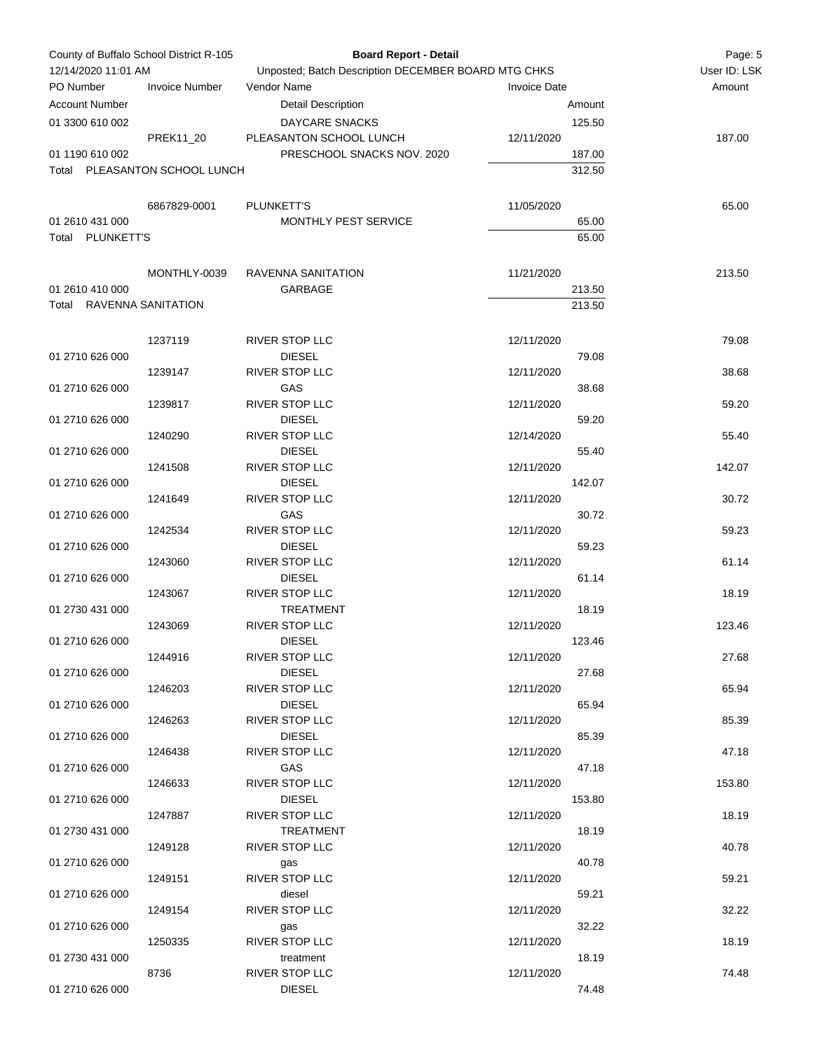County of Buffalo School District R-105 | **Board Report - Detail**
12/14/2020 11:01 AM | Unposted; Batch Description DECEMBER BOARD MTG CHKS | User ID: LSK

| PO Number | Invoice Number | Vendor Name | Invoice Date | | Amount |
|---|---|---|---|---|---|
| Account Number | | Detail Description | | Amount | |
| 01 3300 610 002 | | DAYCARE SNACKS | | 125.50 | |
| | PREK11_20 | PLEASANTON SCHOOL LUNCH | 12/11/2020 | | 187.00 |
| 01 1190 610 002 | | PRESCHOOL SNACKS NOV. 2020 | | 187.00 | |
| Total PLEASANTON SCHOOL LUNCH | | | | 312.50 | |
| | 6867829-0001 | PLUNKETT'S | 11/05/2020 | | 65.00 |
| 01 2610 431 000 | | MONTHLY PEST SERVICE | | 65.00 | |
| Total PLUNKETT'S | | | | 65.00 | |
| | MONTHLY-0039 | RAVENNA SANITATION | 11/21/2020 | | 213.50 |
| 01 2610 410 000 | | GARBAGE | | 213.50 | |
| Total RAVENNA SANITATION | | | | 213.50 | |
| | 1237119 | RIVER STOP LLC | 12/11/2020 | | 79.08 |
| 01 2710 626 000 | | DIESEL | | 79.08 | |
| | 1239147 | RIVER STOP LLC | 12/11/2020 | | 38.68 |
| 01 2710 626 000 | | GAS | | 38.68 | |
| | 1239817 | RIVER STOP LLC | 12/11/2020 | | 59.20 |
| 01 2710 626 000 | | DIESEL | | 59.20 | |
| | 1240290 | RIVER STOP LLC | 12/14/2020 | | 55.40 |
| 01 2710 626 000 | | DIESEL | | 55.40 | |
| | 1241508 | RIVER STOP LLC | 12/11/2020 | | 142.07 |
| 01 2710 626 000 | | DIESEL | | 142.07 | |
| | 1241649 | RIVER STOP LLC | 12/11/2020 | | 30.72 |
| 01 2710 626 000 | | GAS | | 30.72 | |
| | 1242534 | RIVER STOP LLC | 12/11/2020 | | 59.23 |
| 01 2710 626 000 | | DIESEL | | 59.23 | |
| | 1243060 | RIVER STOP LLC | 12/11/2020 | | 61.14 |
| 01 2710 626 000 | | DIESEL | | 61.14 | |
| | 1243067 | RIVER STOP LLC | 12/11/2020 | | 18.19 |
| 01 2730 431 000 | | TREATMENT | | 18.19 | |
| | 1243069 | RIVER STOP LLC | 12/11/2020 | | 123.46 |
| 01 2710 626 000 | | DIESEL | | 123.46 | |
| | 1244916 | RIVER STOP LLC | 12/11/2020 | | 27.68 |
| 01 2710 626 000 | | DIESEL | | 27.68 | |
| | 1246203 | RIVER STOP LLC | 12/11/2020 | | 65.94 |
| 01 2710 626 000 | | DIESEL | | 65.94 | |
| | 1246263 | RIVER STOP LLC | 12/11/2020 | | 85.39 |
| 01 2710 626 000 | | DIESEL | | 85.39 | |
| | 1246438 | RIVER STOP LLC | 12/11/2020 | | 47.18 |
| 01 2710 626 000 | | GAS | | 47.18 | |
| | 1246633 | RIVER STOP LLC | 12/11/2020 | | 153.80 |
| 01 2710 626 000 | | DIESEL | | 153.80 | |
| | 1247887 | RIVER STOP LLC | 12/11/2020 | | 18.19 |
| 01 2730 431 000 | | TREATMENT | | 18.19 | |
| | 1249128 | RIVER STOP LLC | 12/11/2020 | | 40.78 |
| 01 2710 626 000 | | gas | | 40.78 | |
| | 1249151 | RIVER STOP LLC | 12/11/2020 | | 59.21 |
| 01 2710 626 000 | | diesel | | 59.21 | |
| | 1249154 | RIVER STOP LLC | 12/11/2020 | | 32.22 |
| 01 2710 626 000 | | gas | | 32.22 | |
| | 1250335 | RIVER STOP LLC | 12/11/2020 | | 18.19 |
| 01 2730 431 000 | | treatment | | 18.19 | |
| | 8736 | RIVER STOP LLC | 12/11/2020 | | 74.48 |
| 01 2710 626 000 | | DIESEL | | 74.48 | |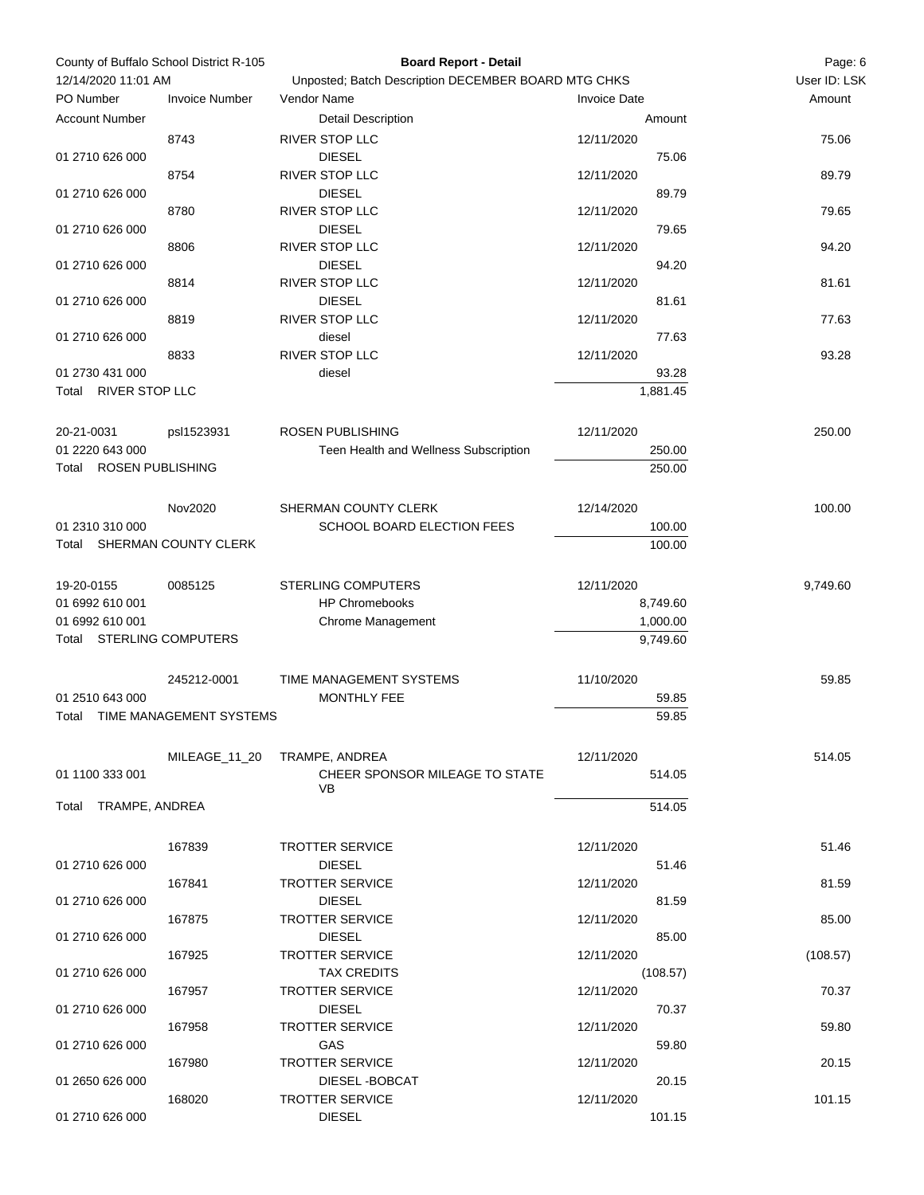County of Buffalo School District R-105 — **Board Report - Detail**

12/14/2020 11:01 AM — Unposted; Batch Description DECEMBER BOARD MTG CHKS — User ID: LSK

| PO Number | Invoice Number | Vendor Name | Invoice Date | Amount |
|---|---|---|---|---|
| Account Number | | Detail Description | Amount | |
| | 8743 | RIVER STOP LLC | 12/11/2020 | 75.06 |
| 01 2710 626 000 | | DIESEL | 75.06 | |
| | 8754 | RIVER STOP LLC | 12/11/2020 | 89.79 |
| 01 2710 626 000 | | DIESEL | 89.79 | |
| | 8780 | RIVER STOP LLC | 12/11/2020 | 79.65 |
| 01 2710 626 000 | | DIESEL | 79.65 | |
| | 8806 | RIVER STOP LLC | 12/11/2020 | 94.20 |
| 01 2710 626 000 | | DIESEL | 94.20 | |
| | 8814 | RIVER STOP LLC | 12/11/2020 | 81.61 |
| 01 2710 626 000 | | DIESEL | 81.61 | |
| | 8819 | RIVER STOP LLC | 12/11/2020 | 77.63 |
| 01 2710 626 000 | | diesel | 77.63 | |
| | 8833 | RIVER STOP LLC | 12/11/2020 | 93.28 |
| 01 2730 431 000 | | diesel | 93.28 | |
| Total RIVER STOP LLC | | | 1,881.45 | |
| 20-21-0031 | psl1523931 | ROSEN PUBLISHING | 12/11/2020 | 250.00 |
| 01 2220 643 000 | | Teen Health and Wellness Subscription | 250.00 | |
| Total ROSEN PUBLISHING | | | 250.00 | |
| | Nov2020 | SHERMAN COUNTY CLERK | 12/14/2020 | 100.00 |
| 01 2310 310 000 | | SCHOOL BOARD ELECTION FEES | 100.00 | |
| Total SHERMAN COUNTY CLERK | | | 100.00 | |
| 19-20-0155 | 0085125 | STERLING COMPUTERS | 12/11/2020 | 9,749.60 |
| 01 6992 610 001 | | HP Chromebooks | 8,749.60 | |
| 01 6992 610 001 | | Chrome Management | 1,000.00 | |
| Total STERLING COMPUTERS | | | 9,749.60 | |
| | 245212-0001 | TIME MANAGEMENT SYSTEMS | 11/10/2020 | 59.85 |
| 01 2510 643 000 | | MONTHLY FEE | 59.85 | |
| Total TIME MANAGEMENT SYSTEMS | | | 59.85 | |
| | MILEAGE_11_20 | TRAMPE, ANDREA | 12/11/2020 | 514.05 |
| 01 1100 333 001 | | CHEER SPONSOR MILEAGE TO STATE VB | 514.05 | |
| Total TRAMPE, ANDREA | | | 514.05 | |
| | 167839 | TROTTER SERVICE | 12/11/2020 | 51.46 |
| 01 2710 626 000 | | DIESEL | 51.46 | |
| | 167841 | TROTTER SERVICE | 12/11/2020 | 81.59 |
| 01 2710 626 000 | | DIESEL | 81.59 | |
| | 167875 | TROTTER SERVICE | 12/11/2020 | 85.00 |
| 01 2710 626 000 | | DIESEL | 85.00 | |
| | 167925 | TROTTER SERVICE | 12/11/2020 | (108.57) |
| 01 2710 626 000 | | TAX CREDITS | (108.57) | |
| | 167957 | TROTTER SERVICE | 12/11/2020 | 70.37 |
| 01 2710 626 000 | | DIESEL | 70.37 | |
| | 167958 | TROTTER SERVICE | 12/11/2020 | 59.80 |
| 01 2710 626 000 | | GAS | 59.80 | |
| | 167980 | TROTTER SERVICE | 12/11/2020 | 20.15 |
| 01 2650 626 000 | | DIESEL -BOBCAT | 20.15 | |
| | 168020 | TROTTER SERVICE | 12/11/2020 | 101.15 |
| 01 2710 626 000 | | DIESEL | 101.15 | |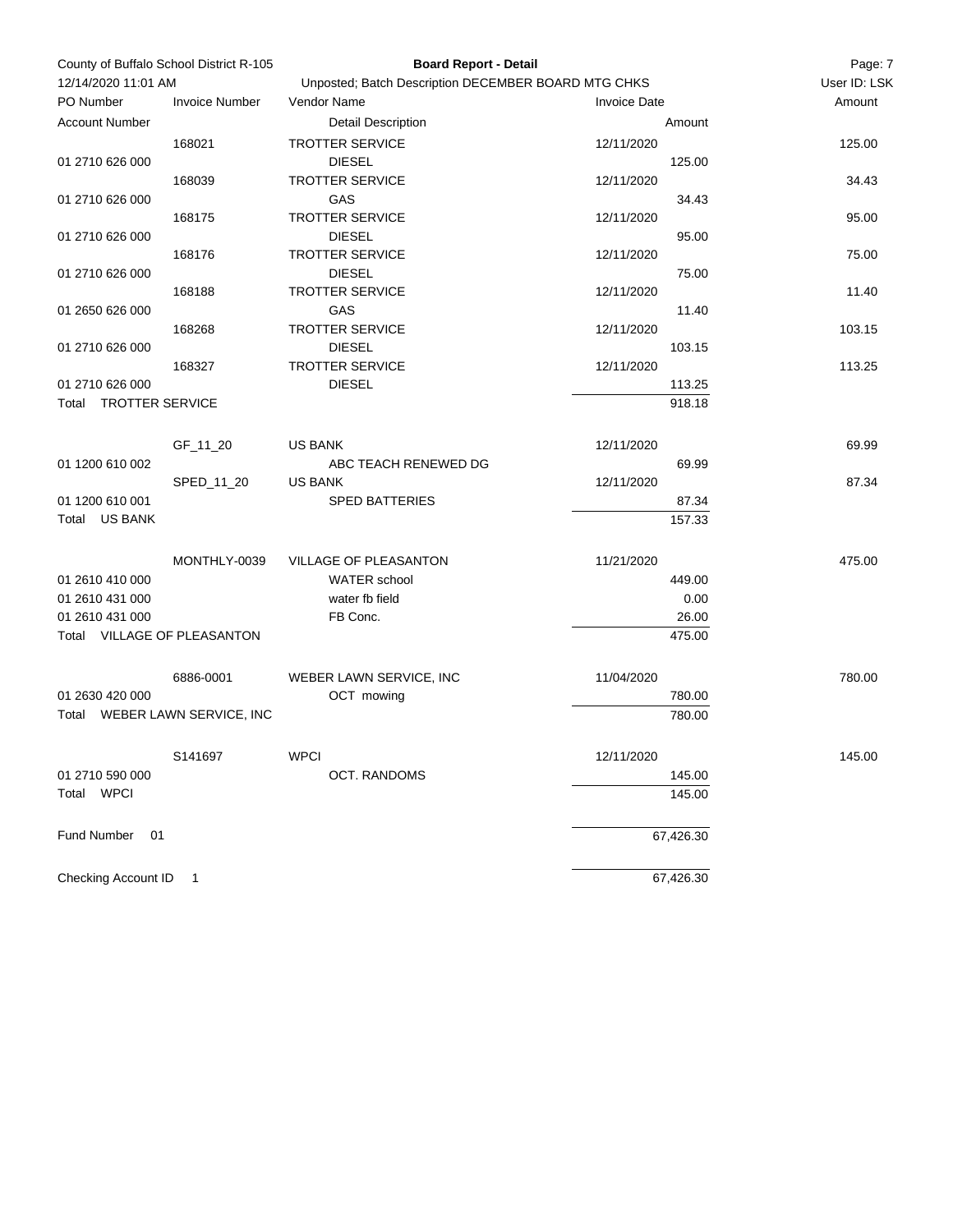| PO Number | Invoice Number | Vendor Name | Invoice Date | Amount |
|---|---|---|---|---|
| Account Number | | Detail Description | Amount | |
| | 168021 | TROTTER SERVICE | 12/11/2020 | 125.00 |
| 01 2710 626 000 | | DIESEL | 125.00 | |
| | 168039 | TROTTER SERVICE | 12/11/2020 | 34.43 |
| 01 2710 626 000 | | GAS | 34.43 | |
| | 168175 | TROTTER SERVICE | 12/11/2020 | 95.00 |
| 01 2710 626 000 | | DIESEL | 95.00 | |
| | 168176 | TROTTER SERVICE | 12/11/2020 | 75.00 |
| 01 2710 626 000 | | DIESEL | 75.00 | |
| | 168188 | TROTTER SERVICE | 12/11/2020 | 11.40 |
| 01 2650 626 000 | | GAS | 11.40 | |
| | 168268 | TROTTER SERVICE | 12/11/2020 | 103.15 |
| 01 2710 626 000 | | DIESEL | 103.15 | |
| | 168327 | TROTTER SERVICE | 12/11/2020 | 113.25 |
| 01 2710 626 000 | | DIESEL | 113.25 | |
| Total TROTTER SERVICE | | | 918.18 | |
| | GF_11_20 | US BANK | 12/11/2020 | 69.99 |
| 01 1200 610 002 | | ABC TEACH RENEWED DG | 69.99 | |
| | SPED_11_20 | US BANK | 12/11/2020 | 87.34 |
| 01 1200 610 001 | | SPED BATTERIES | 87.34 | |
| Total US BANK | | | 157.33 | |
| | MONTHLY-0039 | VILLAGE OF PLEASANTON | 11/21/2020 | 475.00 |
| 01 2610 410 000 | | WATER school | 449.00 | |
| 01 2610 431 000 | | water fb field | 0.00 | |
| 01 2610 431 000 | | FB Conc. | 26.00 | |
| Total VILLAGE OF PLEASANTON | | | 475.00 | |
| | 6886-0001 | WEBER LAWN SERVICE, INC | 11/04/2020 | 780.00 |
| 01 2630 420 000 | | OCT mowing | 780.00 | |
| Total WEBER LAWN SERVICE, INC | | | 780.00 | |
| | S141697 | WPCI | 12/11/2020 | 145.00 |
| 01 2710 590 000 | | OCT. RANDOMS | 145.00 | |
| Total WPCI | | | 145.00 | |
| Fund Number 01 | | | 67,426.30 | |
| Checking Account ID 1 | | | 67,426.30 | |